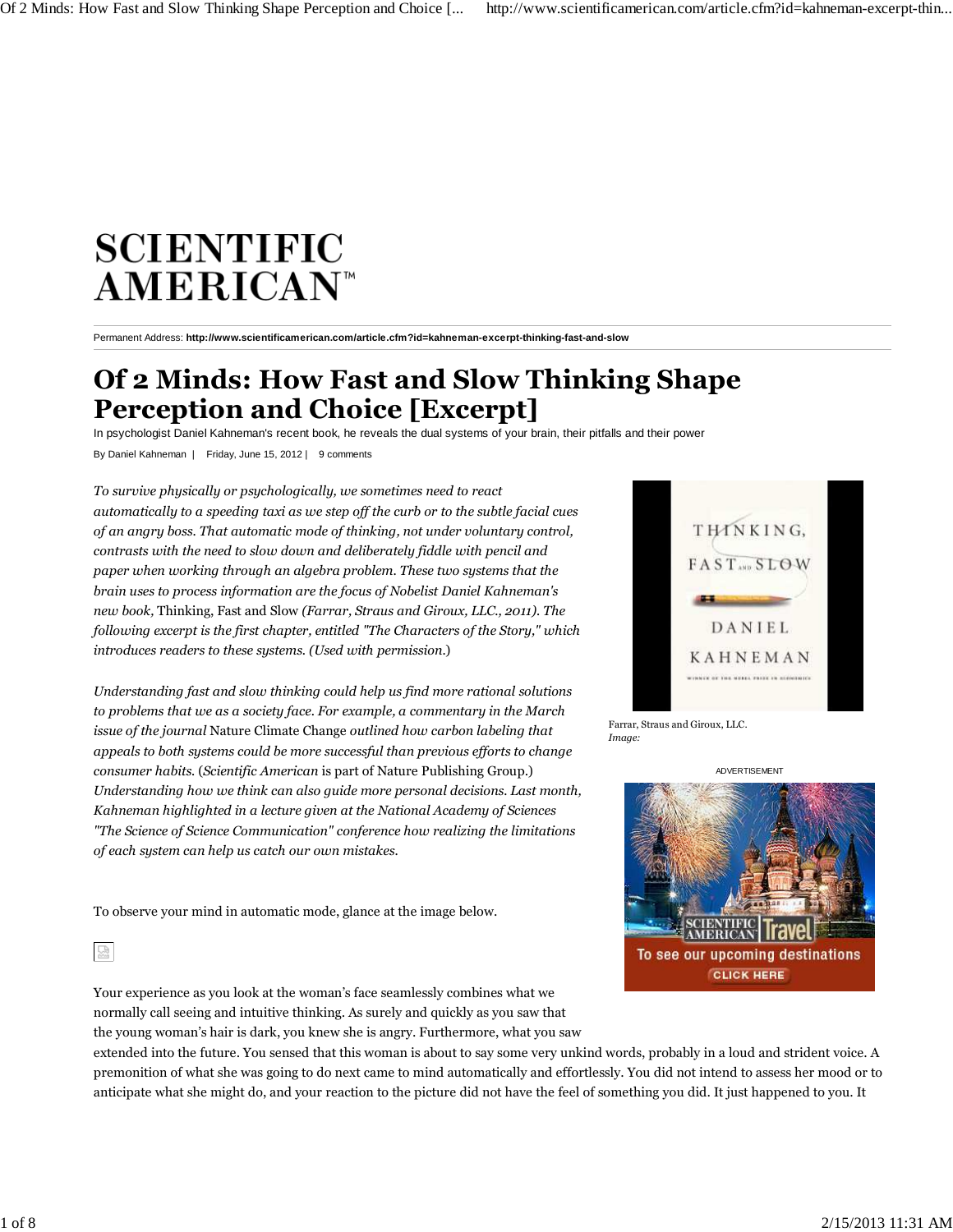# Of 2 Minds: How Fast and Slow Thinking Shape Perception and Choice [Excerpt]

In psychologist Daniel Kahneman's recent book, he reveals the dual systems of your brain, their pitfalls and their power

By Daniel Kahneman | Friday, June 15, 2012 | 9 comments

*To survive physically or psychologically, we sometimes need to react automatically to a speeding taxi as we step off the curb or to the subtle facial cues of an angry boss. That automatic mode of thinking, not under voluntary control, contrasts with the need to slow down and deliberately fiddle with pencil and paper when working through an algebra problem. These two systems that the brain uses to process information are the focus of Nobelist Daniel Kahneman's new book,* Thinking, Fast and Slow *(Farrar, Straus and Giroux, LLC., 2011). The following excerpt is the first chapter, entitled "The Characters of the Story," which introduces readers to these systems. (Used with permission.)*

*Understanding fast and slow thinking could help us find more rational solutions to problems that we as a society face. For example, a commentary in the March issue of the journal* Nature Climate Change *outlined how carbon labeling that appeals to both systems could be more successful than previous efforts to change consumer habits. (*Scientific American *is part of Nature Publishing Group.) Understanding how we think can also guide more personal decisions. Last month, Kahneman highlighted in a lecture given at the National Academy of Sciences "The Science of Science Communication" conference how realizing the limitations of each system can help us catch our own mistakes.*

Farrar, Straus and Giroux, LLC.
*Image:*

To observe your mind in automatic mode, glance at the image below.

Your experience as you look at the woman's face seamlessly combines what we normally call seeing and intuitive thinking. As surely and quickly as you saw that the young woman's hair is dark, you knew she is angry. Furthermore, what you saw extended into the future. You sensed that this woman is about to say some very unkind words, probably in a loud and strident voice. A premonition of what she was going to do next came to mind automatically and effortlessly. You did not intend to assess her mood or to anticipate what she might do, and your reaction to the picture did not have the feel of something you did. It just happened to you. It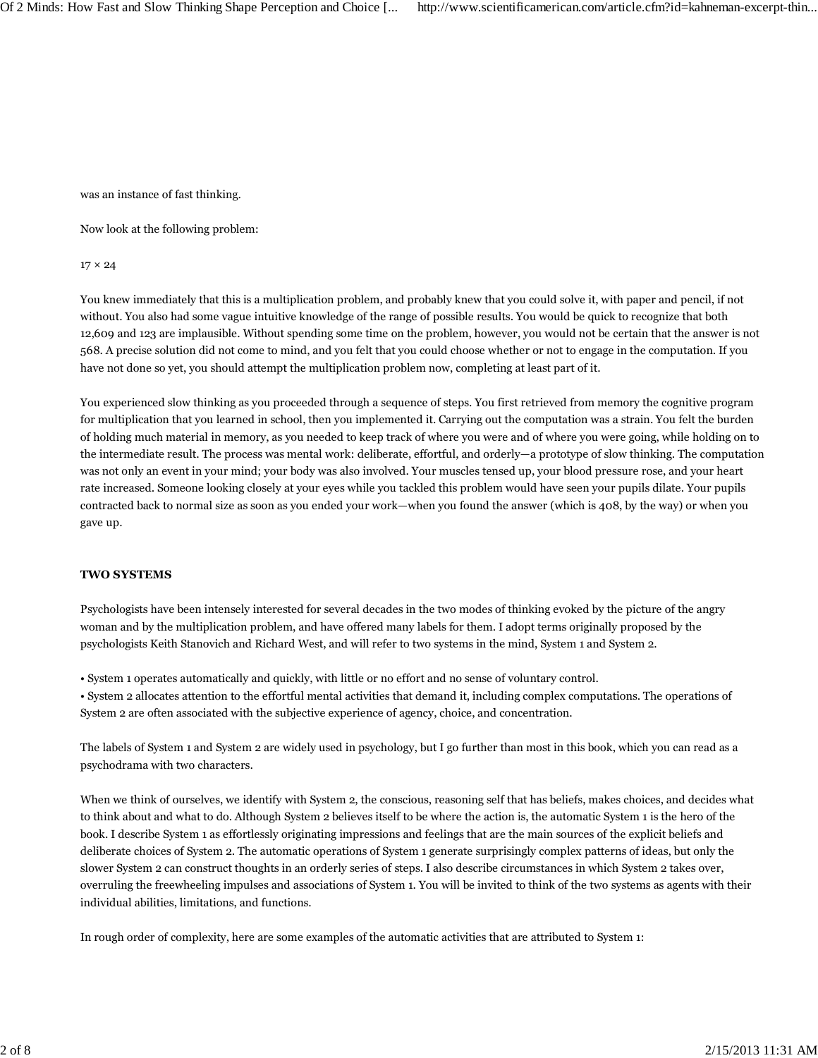was an instance of fast thinking.

Now look at the following problem:

17 × 24

You knew immediately that this is a multiplication problem, and probably knew that you could solve it, with paper and pencil, if not without. You also had some vague intuitive knowledge of the range of possible results. You would be quick to recognize that both 12,609 and 123 are implausible. Without spending some time on the problem, however, you would not be certain that the answer is not 568. A precise solution did not come to mind, and you felt that you could choose whether or not to engage in the computation. If you have not done so yet, you should attempt the multiplication problem now, completing at least part of it.

You experienced slow thinking as you proceeded through a sequence of steps. You first retrieved from memory the cognitive program for multiplication that you learned in school, then you implemented it. Carrying out the computation was a strain. You felt the burden of holding much material in memory, as you needed to keep track of where you were and of where you were going, while holding on to the intermediate result. The process was mental work: deliberate, effortful, and orderly—a prototype of slow thinking. The computation was not only an event in your mind; your body was also involved. Your muscles tensed up, your blood pressure rose, and your heart rate increased. Someone looking closely at your eyes while you tackled this problem would have seen your pupils dilate. Your pupils contracted back to normal size as soon as you ended your work—when you found the answer (which is 408, by the way) or when you gave up.

**TWO SYSTEMS**

Psychologists have been intensely interested for several decades in the two modes of thinking evoked by the picture of the angry woman and by the multiplication problem, and have offered many labels for them. I adopt terms originally proposed by the psychologists Keith Stanovich and Richard West, and will refer to two systems in the mind, System 1 and System 2.

- System 1 operates automatically and quickly, with little or no effort and no sense of voluntary control.
- System 2 allocates attention to the effortful mental activities that demand it, including complex computations. The operations of System 2 are often associated with the subjective experience of agency, choice, and concentration.

The labels of System 1 and System 2 are widely used in psychology, but I go further than most in this book, which you can read as a psychodrama with two characters.

When we think of ourselves, we identify with System 2, the conscious, reasoning self that has beliefs, makes choices, and decides what to think about and what to do. Although System 2 believes itself to be where the action is, the automatic System 1 is the hero of the book. I describe System 1 as effortlessly originating impressions and feelings that are the main sources of the explicit beliefs and deliberate choices of System 2. The automatic operations of System 1 generate surprisingly complex patterns of ideas, but only the slower System 2 can construct thoughts in an orderly series of steps. I also describe circumstances in which System 2 takes over, overruling the freewheeling impulses and associations of System 1. You will be invited to think of the two systems as agents with their individual abilities, limitations, and functions.

In rough order of complexity, here are some examples of the automatic activities that are attributed to System 1: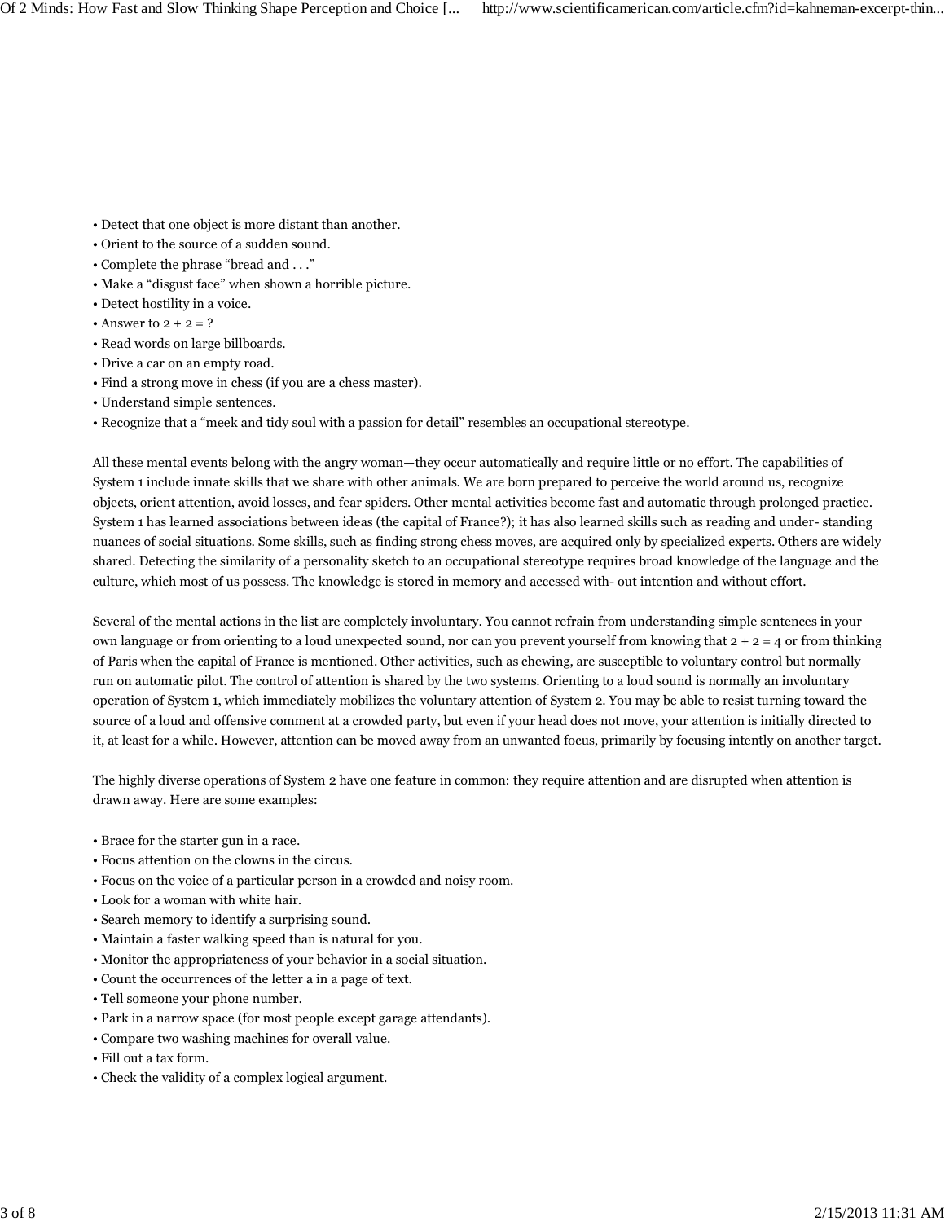- Detect that one object is more distant than another.
- Orient to the source of a sudden sound.
- Complete the phrase "bread and . . ."
- Make a "disgust face" when shown a horrible picture.
- Detect hostility in a voice.
- Answer to 2 + 2 = ?
- Read words on large billboards.
- Drive a car on an empty road.
- Find a strong move in chess (if you are a chess master).
- Understand simple sentences.
- Recognize that a "meek and tidy soul with a passion for detail" resembles an occupational stereotype.

All these mental events belong with the angry woman—they occur automatically and require little or no effort. The capabilities of System 1 include innate skills that we share with other animals. We are born prepared to perceive the world around us, recognize objects, orient attention, avoid losses, and fear spiders. Other mental activities become fast and automatic through prolonged practice. System 1 has learned associations between ideas (the capital of France?); it has also learned skills such as reading and under- standing nuances of social situations. Some skills, such as finding strong chess moves, are acquired only by specialized experts. Others are widely shared. Detecting the similarity of a personality sketch to an occupational stereotype requires broad knowledge of the language and the culture, which most of us possess. The knowledge is stored in memory and accessed with- out intention and without effort.

Several of the mental actions in the list are completely involuntary. You cannot refrain from understanding simple sentences in your own language or from orienting to a loud unexpected sound, nor can you prevent yourself from knowing that 2 + 2 = 4 or from thinking of Paris when the capital of France is mentioned. Other activities, such as chewing, are susceptible to voluntary control but normally run on automatic pilot. The control of attention is shared by the two systems. Orienting to a loud sound is normally an involuntary operation of System 1, which immediately mobilizes the voluntary attention of System 2. You may be able to resist turning toward the source of a loud and offensive comment at a crowded party, but even if your head does not move, your attention is initially directed to it, at least for a while. However, attention can be moved away from an unwanted focus, primarily by focusing intently on another target.

The highly diverse operations of System 2 have one feature in common: they require attention and are disrupted when attention is drawn away. Here are some examples:

- Brace for the starter gun in a race.
- Focus attention on the clowns in the circus.
- Focus on the voice of a particular person in a crowded and noisy room.
- Look for a woman with white hair.
- Search memory to identify a surprising sound.
- Maintain a faster walking speed than is natural for you.
- Monitor the appropriateness of your behavior in a social situation.
- Count the occurrences of the letter a in a page of text.
- Tell someone your phone number.
- Park in a narrow space (for most people except garage attendants).
- Compare two washing machines for overall value.
- Fill out a tax form.
- Check the validity of a complex logical argument.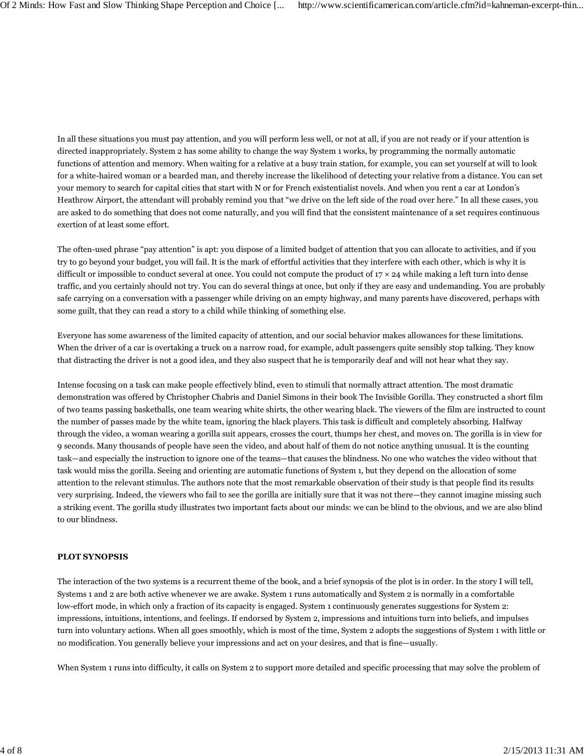In all these situations you must pay attention, and you will perform less well, or not at all, if you are not ready or if your attention is directed inappropriately. System 2 has some ability to change the way System 1 works, by programming the normally automatic functions of attention and memory. When waiting for a relative at a busy train station, for example, you can set yourself at will to look for a white-haired woman or a bearded man, and thereby increase the likelihood of detecting your relative from a distance. You can set your memory to search for capital cities that start with N or for French existentialist novels. And when you rent a car at London's Heathrow Airport, the attendant will probably remind you that "we drive on the left side of the road over here." In all these cases, you are asked to do something that does not come naturally, and you will find that the consistent maintenance of a set requires continuous exertion of at least some effort.

The often-used phrase "pay attention" is apt: you dispose of a limited budget of attention that you can allocate to activities, and if you try to go beyond your budget, you will fail. It is the mark of effortful activities that they interfere with each other, which is why it is difficult or impossible to conduct several at once. You could not compute the product of 17 × 24 while making a left turn into dense traffic, and you certainly should not try. You can do several things at once, but only if they are easy and undemanding. You are probably safe carrying on a conversation with a passenger while driving on an empty highway, and many parents have discovered, perhaps with some guilt, that they can read a story to a child while thinking of something else.

Everyone has some awareness of the limited capacity of attention, and our social behavior makes allowances for these limitations. When the driver of a car is overtaking a truck on a narrow road, for example, adult passengers quite sensibly stop talking. They know that distracting the driver is not a good idea, and they also suspect that he is temporarily deaf and will not hear what they say.

Intense focusing on a task can make people effectively blind, even to stimuli that normally attract attention. The most dramatic demonstration was offered by Christopher Chabris and Daniel Simons in their book The Invisible Gorilla. They constructed a short film of two teams passing basketballs, one team wearing white shirts, the other wearing black. The viewers of the film are instructed to count the number of passes made by the white team, ignoring the black players. This task is difficult and completely absorbing. Halfway through the video, a woman wearing a gorilla suit appears, crosses the court, thumps her chest, and moves on. The gorilla is in view for 9 seconds. Many thousands of people have seen the video, and about half of them do not notice anything unusual. It is the counting task—and especially the instruction to ignore one of the teams—that causes the blindness. No one who watches the video without that task would miss the gorilla. Seeing and orienting are automatic functions of System 1, but they depend on the allocation of some attention to the relevant stimulus. The authors note that the most remarkable observation of their study is that people find its results very surprising. Indeed, the viewers who fail to see the gorilla are initially sure that it was not there—they cannot imagine missing such a striking event. The gorilla study illustrates two important facts about our minds: we can be blind to the obvious, and we are also blind to our blindness.

**PLOT SYNOPSIS**

The interaction of the two systems is a recurrent theme of the book, and a brief synopsis of the plot is in order. In the story I will tell, Systems 1 and 2 are both active whenever we are awake. System 1 runs automatically and System 2 is normally in a comfortable low-effort mode, in which only a fraction of its capacity is engaged. System 1 continuously generates suggestions for System 2: impressions, intuitions, intentions, and feelings. If endorsed by System 2, impressions and intuitions turn into beliefs, and impulses turn into voluntary actions. When all goes smoothly, which is most of the time, System 2 adopts the suggestions of System 1 with little or no modification. You generally believe your impressions and act on your desires, and that is fine—usually.

When System 1 runs into difficulty, it calls on System 2 to support more detailed and specific processing that may solve the problem of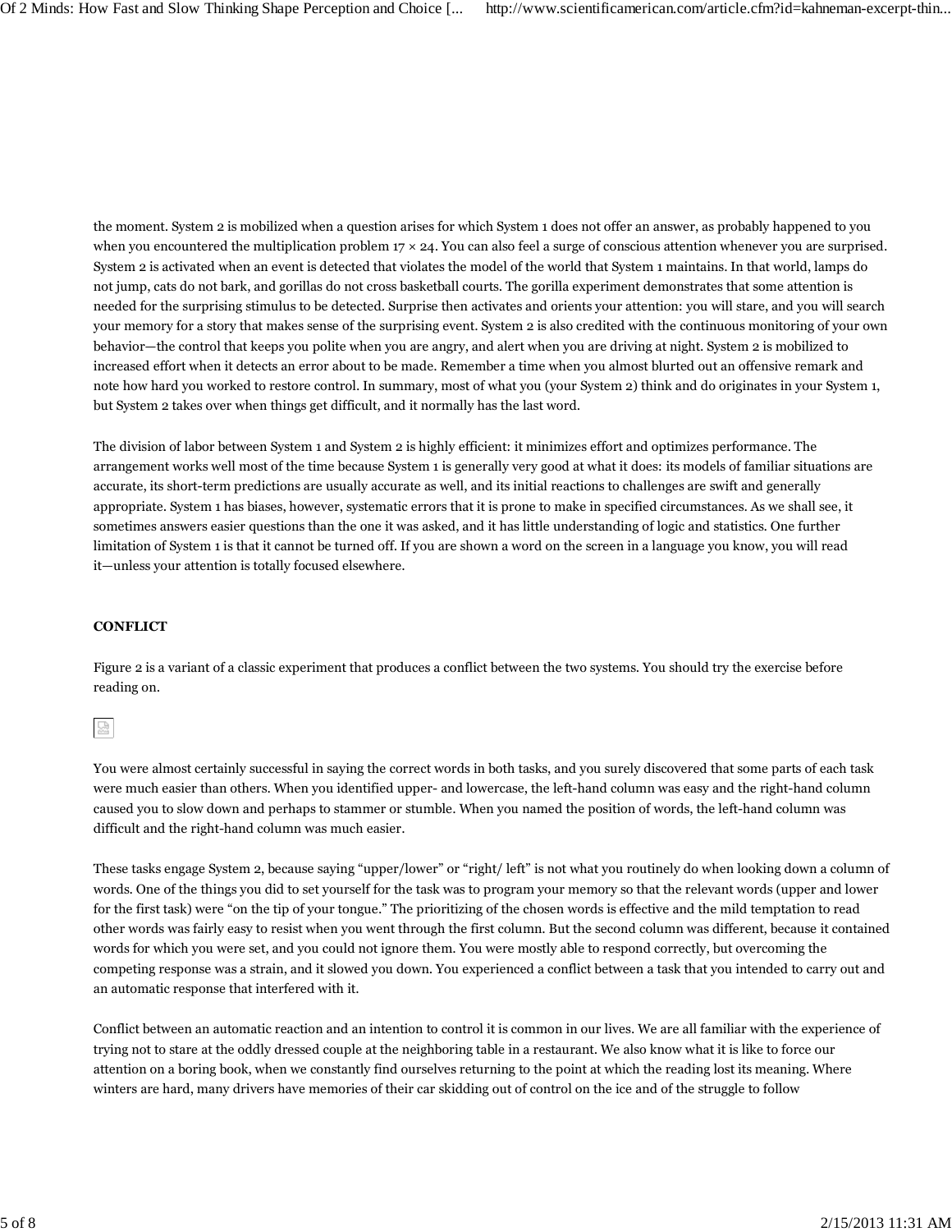the moment. System 2 is mobilized when a question arises for which System 1 does not offer an answer, as probably happened to you when you encountered the multiplication problem 17 × 24. You can also feel a surge of conscious attention whenever you are surprised. System 2 is activated when an event is detected that violates the model of the world that System 1 maintains. In that world, lamps do not jump, cats do not bark, and gorillas do not cross basketball courts. The gorilla experiment demonstrates that some attention is needed for the surprising stimulus to be detected. Surprise then activates and orients your attention: you will stare, and you will search your memory for a story that makes sense of the surprising event. System 2 is also credited with the continuous monitoring of your own behavior—the control that keeps you polite when you are angry, and alert when you are driving at night. System 2 is mobilized to increased effort when it detects an error about to be made. Remember a time when you almost blurted out an offensive remark and note how hard you worked to restore control. In summary, most of what you (your System 2) think and do originates in your System 1, but System 2 takes over when things get difficult, and it normally has the last word.

The division of labor between System 1 and System 2 is highly efficient: it minimizes effort and optimizes performance. The arrangement works well most of the time because System 1 is generally very good at what it does: its models of familiar situations are accurate, its short-term predictions are usually accurate as well, and its initial reactions to challenges are swift and generally appropriate. System 1 has biases, however, systematic errors that it is prone to make in specified circumstances. As we shall see, it sometimes answers easier questions than the one it was asked, and it has little understanding of logic and statistics. One further limitation of System 1 is that it cannot be turned off. If you are shown a word on the screen in a language you know, you will read it—unless your attention is totally focused elsewhere.

**CONFLICT**

Figure 2 is a variant of a classic experiment that produces a conflict between the two systems. You should try the exercise before reading on.

You were almost certainly successful in saying the correct words in both tasks, and you surely discovered that some parts of each task were much easier than others. When you identified upper- and lowercase, the left-hand column was easy and the right-hand column caused you to slow down and perhaps to stammer or stumble. When you named the position of words, the left-hand column was difficult and the right-hand column was much easier.

These tasks engage System 2, because saying "upper/lower" or "right/ left" is not what you routinely do when looking down a column of words. One of the things you did to set yourself for the task was to program your memory so that the relevant words (upper and lower for the first task) were "on the tip of your tongue." The prioritizing of the chosen words is effective and the mild temptation to read other words was fairly easy to resist when you went through the first column. But the second column was different, because it contained words for which you were set, and you could not ignore them. You were mostly able to respond correctly, but overcoming the competing response was a strain, and it slowed you down. You experienced a conflict between a task that you intended to carry out and an automatic response that interfered with it.

Conflict between an automatic reaction and an intention to control it is common in our lives. We are all familiar with the experience of trying not to stare at the oddly dressed couple at the neighboring table in a restaurant. We also know what it is like to force our attention on a boring book, when we constantly find ourselves returning to the point at which the reading lost its meaning. Where winters are hard, many drivers have memories of their car skidding out of control on the ice and of the struggle to follow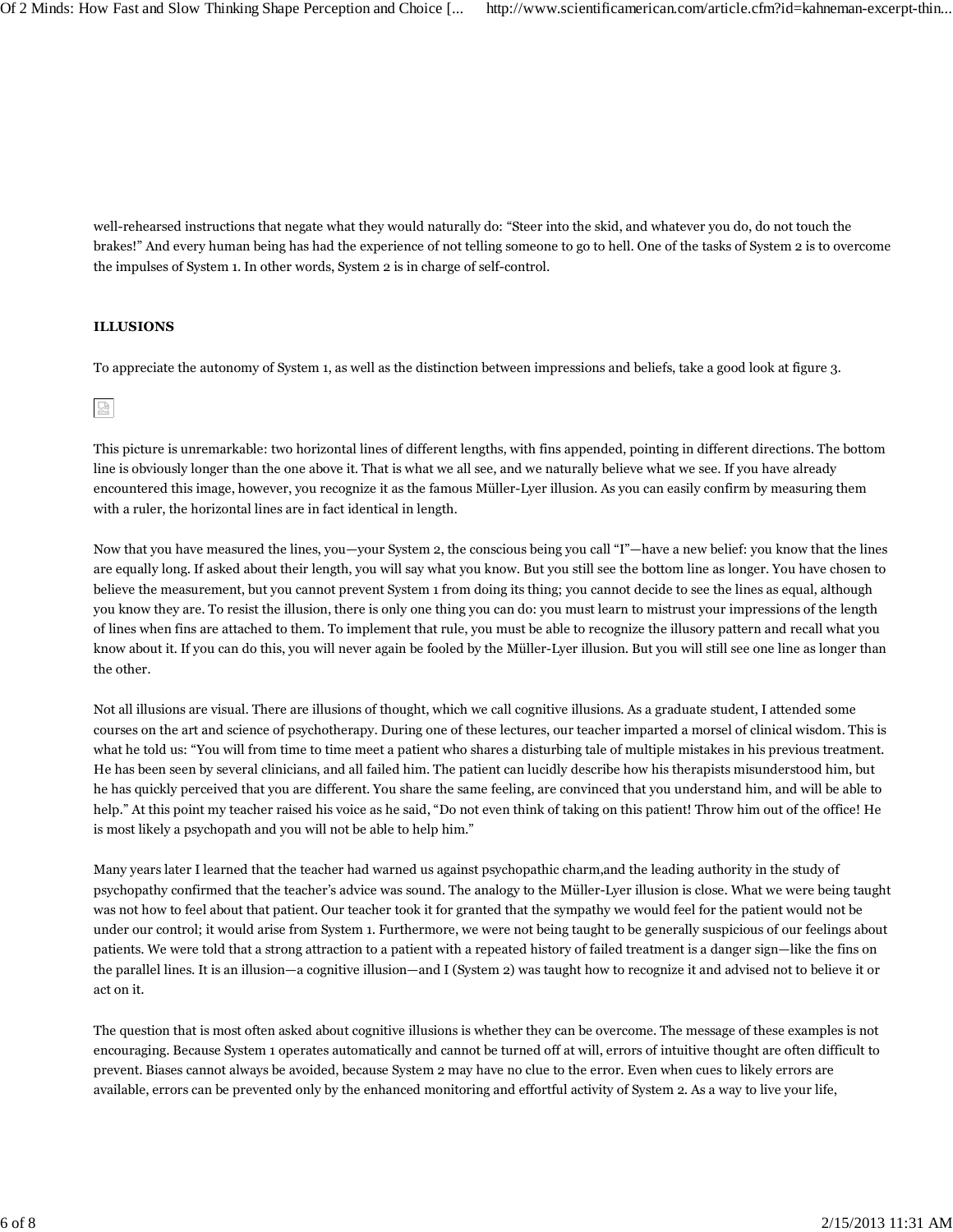well-rehearsed instructions that negate what they would naturally do: “Steer into the skid, and whatever you do, do not touch the brakes!” And every human being has had the experience of not telling someone to go to hell. One of the tasks of System 2 is to overcome the impulses of System 1. In other words, System 2 is in charge of self-control.

**ILLUSIONS**

To appreciate the autonomy of System 1, as well as the distinction between impressions and beliefs, take a good look at figure 3.

This picture is unremarkable: two horizontal lines of different lengths, with fins appended, pointing in different directions. The bottom line is obviously longer than the one above it. That is what we all see, and we naturally believe what we see. If you have already encountered this image, however, you recognize it as the famous Müller-Lyer illusion. As you can easily confirm by measuring them with a ruler, the horizontal lines are in fact identical in length.

Now that you have measured the lines, you—your System 2, the conscious being you call “I”—have a new belief: you know that the lines are equally long. If asked about their length, you will say what you know. But you still see the bottom line as longer. You have chosen to believe the measurement, but you cannot prevent System 1 from doing its thing; you cannot decide to see the lines as equal, although you know they are. To resist the illusion, there is only one thing you can do: you must learn to mistrust your impressions of the length of lines when fins are attached to them. To implement that rule, you must be able to recognize the illusory pattern and recall what you know about it. If you can do this, you will never again be fooled by the Müller-Lyer illusion. But you will still see one line as longer than the other.

Not all illusions are visual. There are illusions of thought, which we call cognitive illusions. As a graduate student, I attended some courses on the art and science of psychotherapy. During one of these lectures, our teacher imparted a morsel of clinical wisdom. This is what he told us: “You will from time to time meet a patient who shares a disturbing tale of multiple mistakes in his previous treatment. He has been seen by several clinicians, and all failed him. The patient can lucidly describe how his therapists misunderstood him, but he has quickly perceived that you are different. You share the same feeling, are convinced that you understand him, and will be able to help.” At this point my teacher raised his voice as he said, “Do not even think of taking on this patient! Throw him out of the office! He is most likely a psychopath and you will not be able to help him.”

Many years later I learned that the teacher had warned us against psychopathic charm,and the leading authority in the study of psychopathy confirmed that the teacher’s advice was sound. The analogy to the Müller-Lyer illusion is close. What we were being taught was not how to feel about that patient. Our teacher took it for granted that the sympathy we would feel for the patient would not be under our control; it would arise from System 1. Furthermore, we were not being taught to be generally suspicious of our feelings about patients. We were told that a strong attraction to a patient with a repeated history of failed treatment is a danger sign—like the fins on the parallel lines. It is an illusion—a cognitive illusion—and I (System 2) was taught how to recognize it and advised not to believe it or act on it.

The question that is most often asked about cognitive illusions is whether they can be overcome. The message of these examples is not encouraging. Because System 1 operates automatically and cannot be turned off at will, errors of intuitive thought are often difficult to prevent. Biases cannot always be avoided, because System 2 may have no clue to the error. Even when cues to likely errors are available, errors can be prevented only by the enhanced monitoring and effortful activity of System 2. As a way to live your life,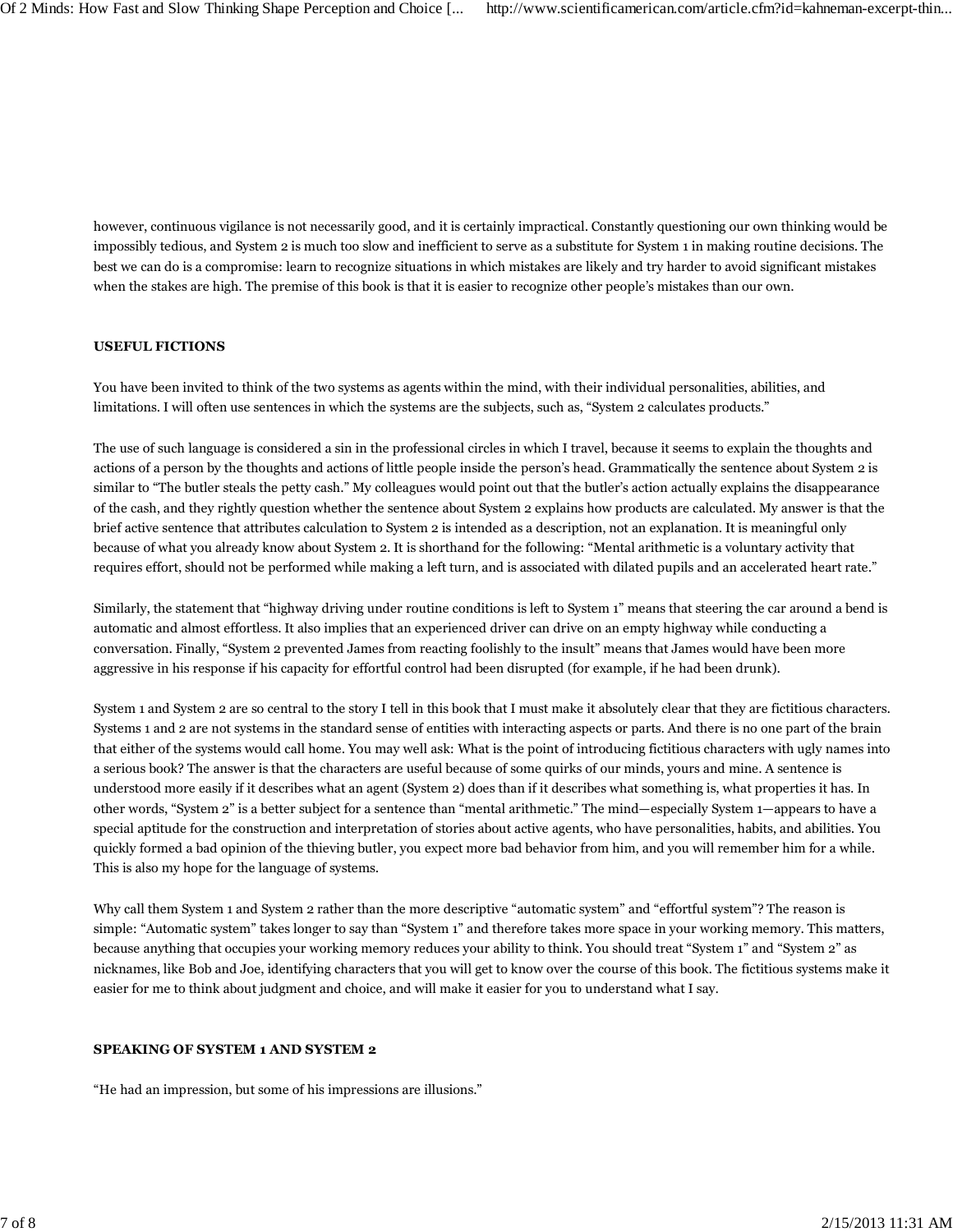however, continuous vigilance is not necessarily good, and it is certainly impractical. Constantly questioning our own thinking would be impossibly tedious, and System 2 is much too slow and inefficient to serve as a substitute for System 1 in making routine decisions. The best we can do is a compromise: learn to recognize situations in which mistakes are likely and try harder to avoid significant mistakes when the stakes are high. The premise of this book is that it is easier to recognize other people's mistakes than our own.

**USEFUL FICTIONS**

You have been invited to think of the two systems as agents within the mind, with their individual personalities, abilities, and limitations. I will often use sentences in which the systems are the subjects, such as, "System 2 calculates products."

The use of such language is considered a sin in the professional circles in which I travel, because it seems to explain the thoughts and actions of a person by the thoughts and actions of little people inside the person's head. Grammatically the sentence about System 2 is similar to "The butler steals the petty cash." My colleagues would point out that the butler's action actually explains the disappearance of the cash, and they rightly question whether the sentence about System 2 explains how products are calculated. My answer is that the brief active sentence that attributes calculation to System 2 is intended as a description, not an explanation. It is meaningful only because of what you already know about System 2. It is shorthand for the following: "Mental arithmetic is a voluntary activity that requires effort, should not be performed while making a left turn, and is associated with dilated pupils and an accelerated heart rate."

Similarly, the statement that "highway driving under routine conditions is left to System 1" means that steering the car around a bend is automatic and almost effortless. It also implies that an experienced driver can drive on an empty highway while conducting a conversation. Finally, "System 2 prevented James from reacting foolishly to the insult" means that James would have been more aggressive in his response if his capacity for effortful control had been disrupted (for example, if he had been drunk).

System 1 and System 2 are so central to the story I tell in this book that I must make it absolutely clear that they are fictitious characters. Systems 1 and 2 are not systems in the standard sense of entities with interacting aspects or parts. And there is no one part of the brain that either of the systems would call home. You may well ask: What is the point of introducing fictitious characters with ugly names into a serious book? The answer is that the characters are useful because of some quirks of our minds, yours and mine. A sentence is understood more easily if it describes what an agent (System 2) does than if it describes what something is, what properties it has. In other words, "System 2" is a better subject for a sentence than "mental arithmetic." The mind—especially System 1—appears to have a special aptitude for the construction and interpretation of stories about active agents, who have personalities, habits, and abilities. You quickly formed a bad opinion of the thieving butler, you expect more bad behavior from him, and you will remember him for a while. This is also my hope for the language of systems.

Why call them System 1 and System 2 rather than the more descriptive "automatic system" and "effortful system"? The reason is simple: "Automatic system" takes longer to say than "System 1" and therefore takes more space in your working memory. This matters, because anything that occupies your working memory reduces your ability to think. You should treat "System 1" and "System 2" as nicknames, like Bob and Joe, identifying characters that you will get to know over the course of this book. The fictitious systems make it easier for me to think about judgment and choice, and will make it easier for you to understand what I say.

**SPEAKING OF SYSTEM 1 AND SYSTEM 2**

"He had an impression, but some of his impressions are illusions."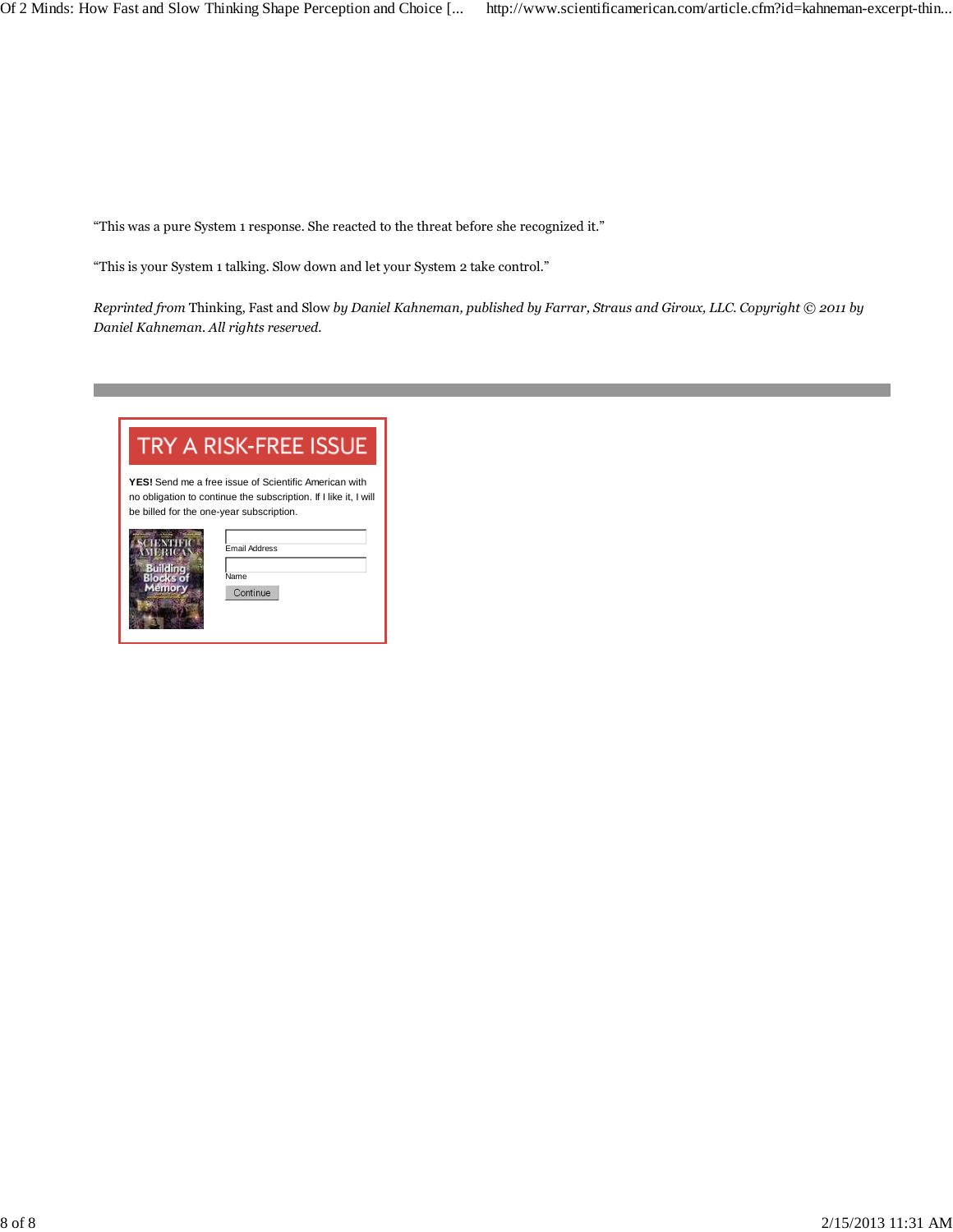"This was a pure System 1 response. She reacted to the threat before she recognized it."

"This is your System 1 talking. Slow down and let your System 2 take control."

*Reprinted from* Thinking, Fast and Slow *by Daniel Kahneman, published by Farrar, Straus and Giroux, LLC. Copyright © 2011 by Daniel Kahneman. All rights reserved.*

---

TRY A RISK-FREE ISSUE

**YES!** Send me a free issue of Scientific American with no obligation to continue the subscription. If I like it, I will be billed for the one-year subscription.

Email Address

Name

Continue